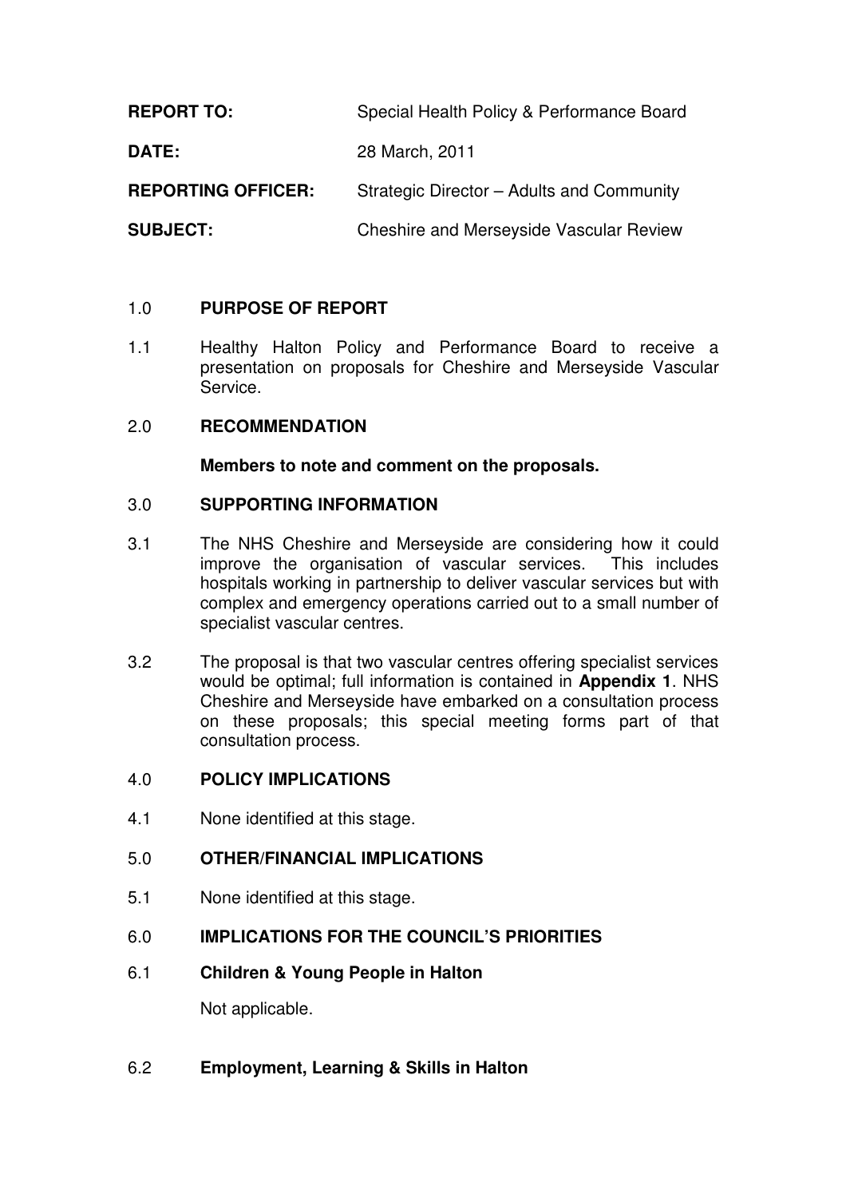| | |
|---|---|
| **REPORT TO:** | Special Health Policy & Performance Board |
| **DATE:** | 28 March, 2011 |
| **REPORTING OFFICER:** | Strategic Director – Adults and Community |
| **SUBJECT:** | Cheshire and Merseyside Vascular Review |

## 1.0 PURPOSE OF REPORT

1.1 Healthy Halton Policy and Performance Board to receive a presentation on proposals for Cheshire and Merseyside Vascular Service.

## 2.0 RECOMMENDATION

**Members to note and comment on the proposals.**

## 3.0 SUPPORTING INFORMATION

3.1 The NHS Cheshire and Merseyside are considering how it could improve the organisation of vascular services. This includes hospitals working in partnership to deliver vascular services but with complex and emergency operations carried out to a small number of specialist vascular centres.

3.2 The proposal is that two vascular centres offering specialist services would be optimal; full information is contained in **Appendix 1**. NHS Cheshire and Merseyside have embarked on a consultation process on these proposals; this special meeting forms part of that consultation process.

## 4.0 POLICY IMPLICATIONS

4.1 None identified at this stage.

## 5.0 OTHER/FINANCIAL IMPLICATIONS

5.1 None identified at this stage.

## 6.0 IMPLICATIONS FOR THE COUNCIL'S PRIORITIES

### 6.1 Children & Young People in Halton

Not applicable.

### 6.2 Employment, Learning & Skills in Halton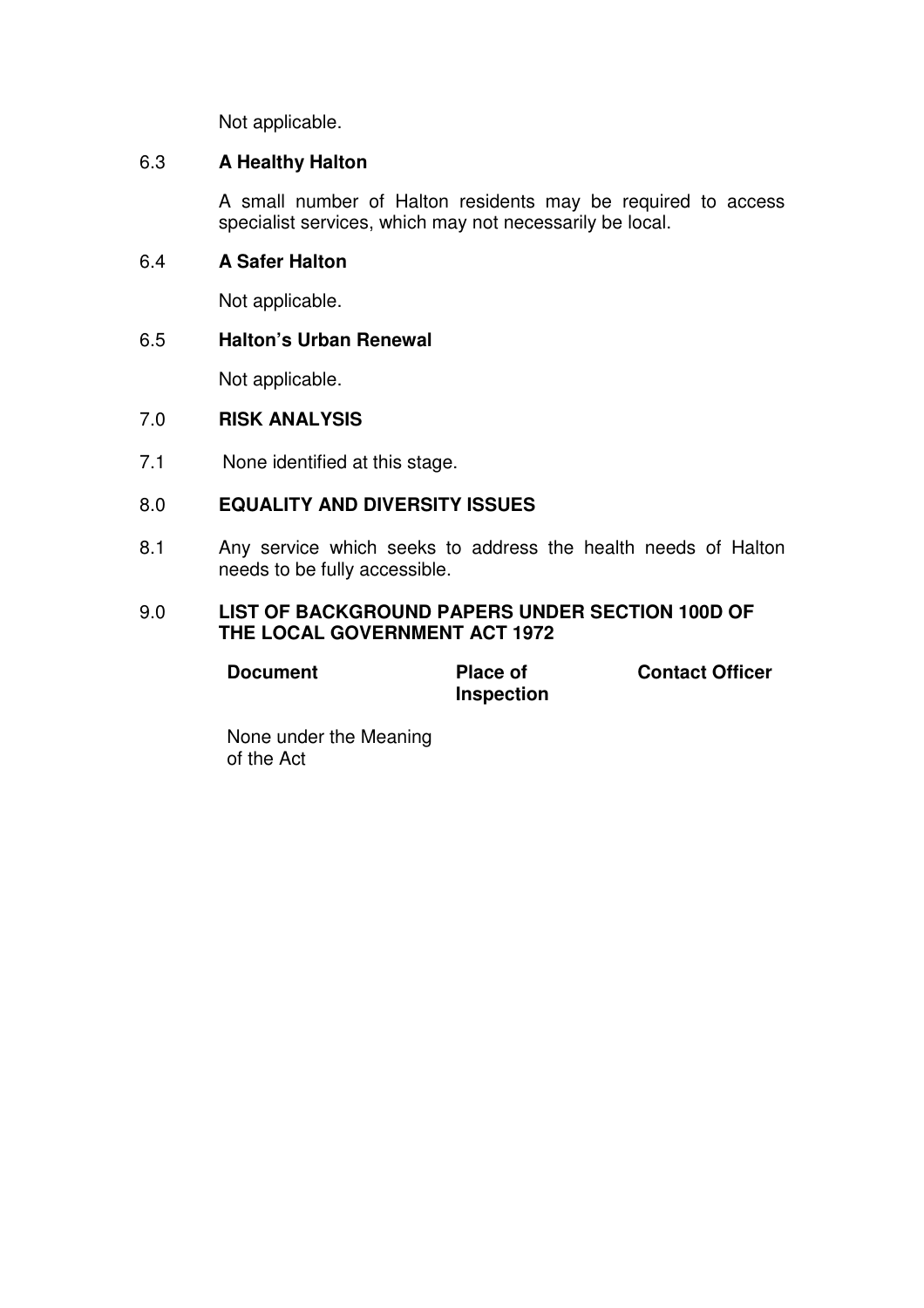Not applicable.

### 6.3 A Healthy Halton

A small number of Halton residents may be required to access specialist services, which may not necessarily be local.

### 6.4 A Safer Halton

Not applicable.

### 6.5 Halton's Urban Renewal

Not applicable.

## 7.0 RISK ANALYSIS

7.1 None identified at this stage.

## 8.0 EQUALITY AND DIVERSITY ISSUES

8.1 Any service which seeks to address the health needs of Halton needs to be fully accessible.

## 9.0 LIST OF BACKGROUND PAPERS UNDER SECTION 100D OF THE LOCAL GOVERNMENT ACT 1972

| Document | Place of Inspection | Contact Officer |
|---|---|---|
| None under the Meaning of the Act | | |